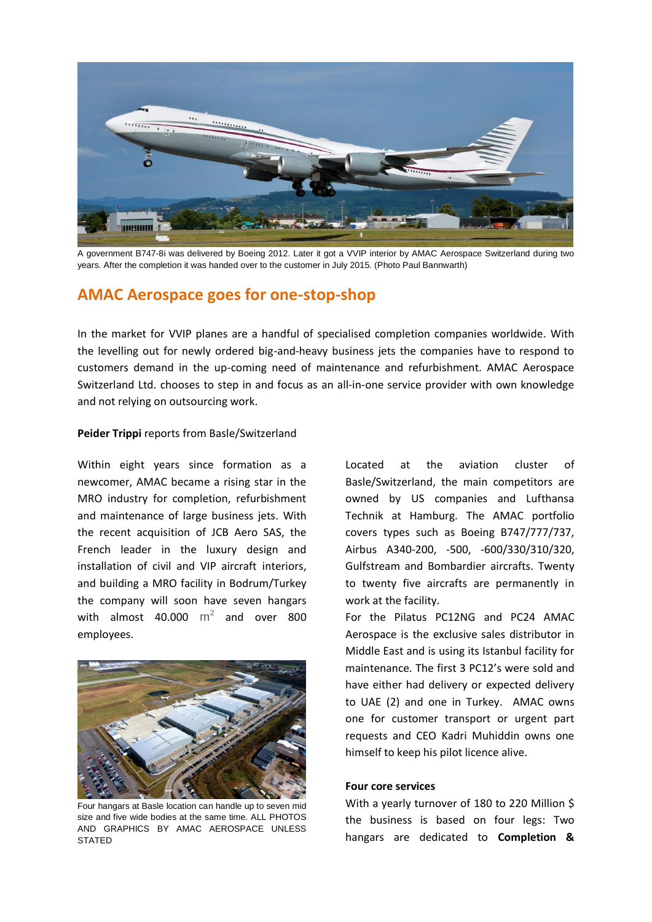A government B747-8i was delivered by Boeing 2012. Later it got a VVIP interior by AMAC Aerospace Switzerland during two years. After the completion it was handed over to the customer in July 2015. (Photo Paul Bannwarth)

## AMAC Aerospace goes for one-stop-shop

In the market for VVIP planes are a handful of specialised completion companies worldwide. With the levelling out for newly ordered big-and-heavy business jets the companies have to respond to customers demand in the up-coming need of maintenance and refurbishment. AMAC Aerospace Switzerland Ltd. chooses to step in and focus as an all-in-one service provider with own knowledge and not relying on outsourcing work.

**Peider Trippi** reports from Basle/Switzerland

Within eight years since formation as a newcomer, AMAC became a rising star in the MRO industry for completion, refurbishment and maintenance of large business jets. With the recent acquisition of JCB Aero SAS, the French leader in the luxury design and installation of civil and VIP aircraft interiors, and building a MRO facility in Bodrum/Turkey the company will soon have seven hangars with almost 40.000 $m^2$ and over 800 employees.

Four hangars at Basle location can handle up to seven mid size and five wide bodies at the same time. ALL PHOTOS AND GRAPHICS BY AMAC AEROSPACE UNLESS STATED

Located at the aviation cluster of Basle/Switzerland, the main competitors are owned by US companies and Lufthansa Technik at Hamburg. The AMAC portfolio covers types such as Boeing B747/777/737, Airbus A340-200, -500, -600/330/310/320, Gulfstream and Bombardier aircrafts. Twenty to twenty five aircrafts are permanently in work at the facility.

For the Pilatus PC12NG and PC24 AMAC Aerospace is the exclusive sales distributor in Middle East and is using its Istanbul facility for maintenance. The first 3 PC12's were sold and have either had delivery or expected delivery to UAE (2) and one in Turkey. AMAC owns one for customer transport or urgent part requests and CEO Kadri Muhiddin owns one himself to keep his pilot licence alive.

### Four core services

With a yearly turnover of 180 to 220 Million $ the business is based on four legs: Two hangars are dedicated to **Completion &**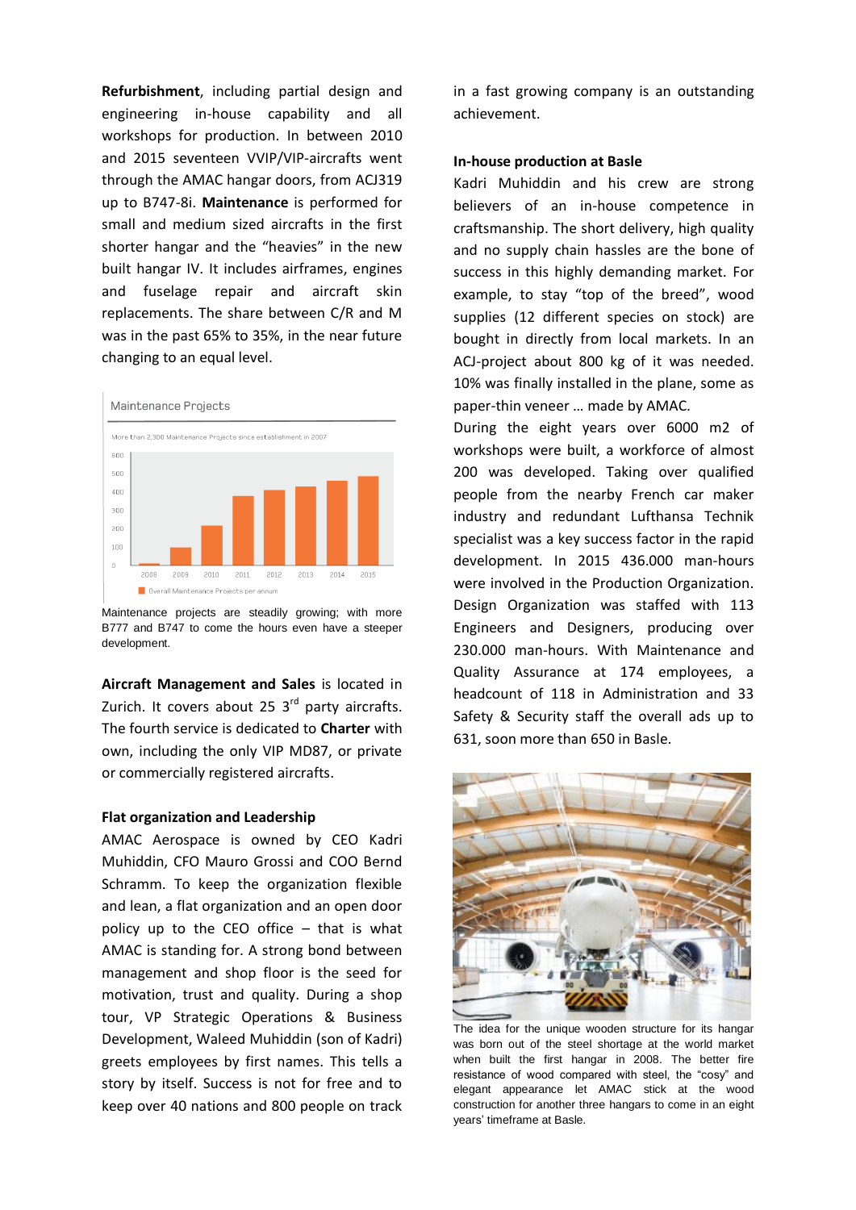**Refurbishment**, including partial design and engineering in-house capability and all workshops for production. In between 2010 and 2015 seventeen VVIP/VIP-aircrafts went through the AMAC hangar doors, from ACJ319 up to B747-8i. **Maintenance** is performed for small and medium sized aircrafts in the first shorter hangar and the "heavies" in the new built hangar IV. It includes airframes, engines and fuselage repair and aircraft skin replacements. The share between C/R and M was in the past 65% to 35%, in the near future changing to an equal level.

Maintenance Projects

More than 2,300 Maintenance Projects since establishment in 2007

Overall Maintenance Projects per annum

Maintenance projects are steadily growing; with more B777 and B747 to come the hours even have a steeper development.

**Aircraft Management and Sales** is located in Zurich. It covers about 25 3rd party aircrafts. The fourth service is dedicated to **Charter** with own, including the only VIP MD87, or private or commercially registered aircrafts.

**Flat organization and Leadership**

AMAC Aerospace is owned by CEO Kadri Muhiddin, CFO Mauro Grossi and COO Bernd Schramm. To keep the organization flexible and lean, a flat organization and an open door policy up to the CEO office – that is what AMAC is standing for. A strong bond between management and shop floor is the seed for motivation, trust and quality. During a shop tour, VP Strategic Operations & Business Development, Waleed Muhiddin (son of Kadri) greets employees by first names. This tells a story by itself. Success is not for free and to keep over 40 nations and 800 people on track in a fast growing company is an outstanding achievement.

**In-house production at Basle**

Kadri Muhiddin and his crew are strong believers of an in-house competence in craftsmanship. The short delivery, high quality and no supply chain hassles are the bone of success in this highly demanding market. For example, to stay "top of the breed", wood supplies (12 different species on stock) are bought in directly from local markets. In an ACJ-project about 800 kg of it was needed. 10% was finally installed in the plane, some as paper-thin veneer … made by AMAC.

During the eight years over 6000 m2 of workshops were built, a workforce of almost 200 was developed. Taking over qualified people from the nearby French car maker industry and redundant Lufthansa Technik specialist was a key success factor in the rapid development. In 2015 436.000 man-hours were involved in the Production Organization. Design Organization was staffed with 113 Engineers and Designers, producing over 230.000 man-hours. With Maintenance and Quality Assurance at 174 employees, a headcount of 118 in Administration and 33 Safety & Security staff the overall ads up to 631, soon more than 650 in Basle.

The idea for the unique wooden structure for its hangar was born out of the steel shortage at the world market when built the first hangar in 2008. The better fire resistance of wood compared with steel, the "cosy" and elegant appearance let AMAC stick at the wood construction for another three hangars to come in an eight years' timeframe at Basle.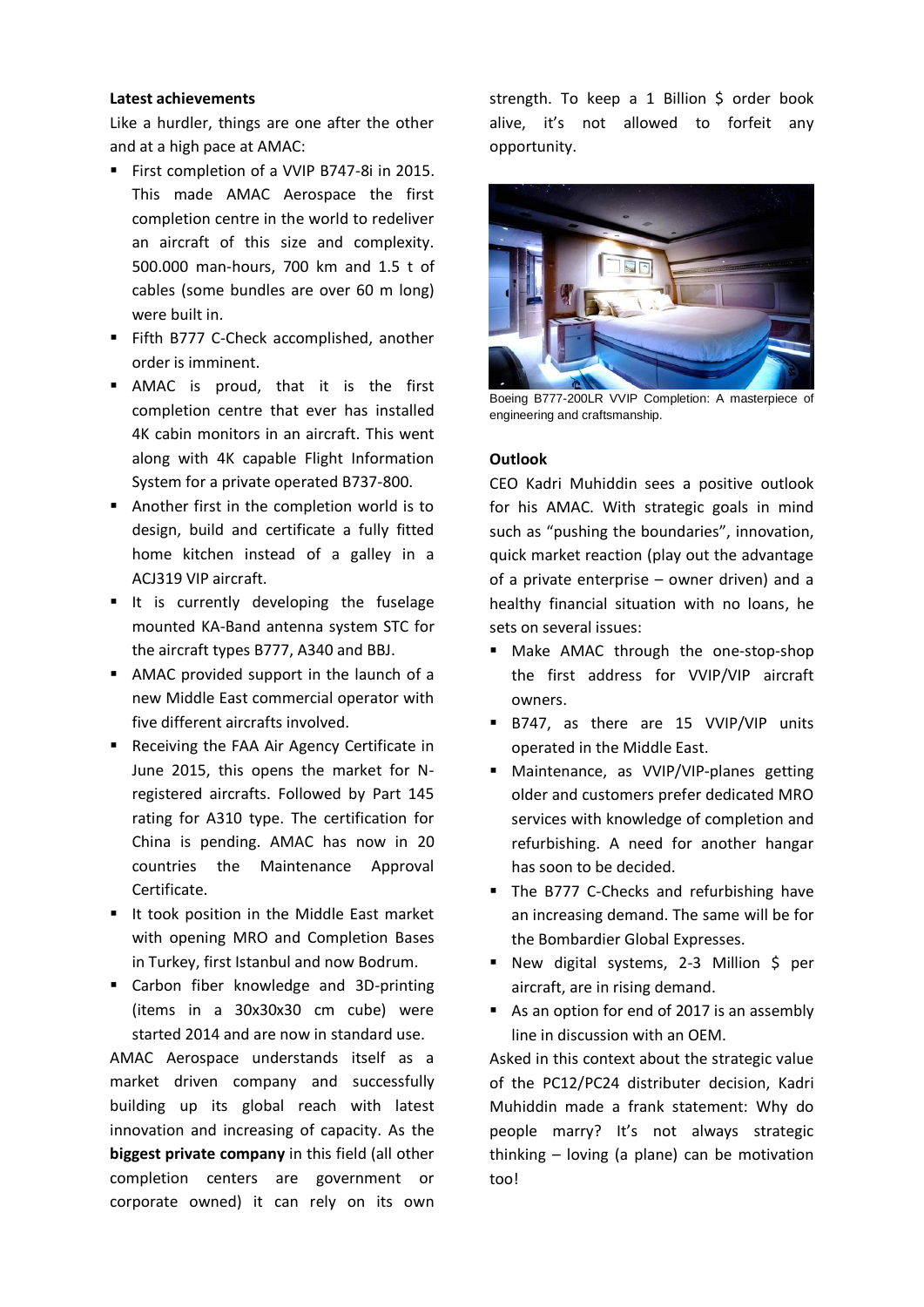**Latest achievements**

Like a hurdler, things are one after the other and at a high pace at AMAC:

- First completion of a VVIP B747-8i in 2015. This made AMAC Aerospace the first completion centre in the world to redeliver an aircraft of this size and complexity. 500.000 man-hours, 700 km and 1.5 t of cables (some bundles are over 60 m long) were built in.
- Fifth B777 C-Check accomplished, another order is imminent.
- AMAC is proud, that it is the first completion centre that ever has installed 4K cabin monitors in an aircraft. This went along with 4K capable Flight Information System for a private operated B737-800.
- Another first in the completion world is to design, build and certificate a fully fitted home kitchen instead of a galley in a ACJ319 VIP aircraft.
- It is currently developing the fuselage mounted KA-Band antenna system STC for the aircraft types B777, A340 and BBJ.
- AMAC provided support in the launch of a new Middle East commercial operator with five different aircrafts involved.
- Receiving the FAA Air Agency Certificate in June 2015, this opens the market for N-registered aircrafts. Followed by Part 145 rating for A310 type. The certification for China is pending. AMAC has now in 20 countries the Maintenance Approval Certificate.
- It took position in the Middle East market with opening MRO and Completion Bases in Turkey, first Istanbul and now Bodrum.
- Carbon fiber knowledge and 3D-printing (items in a 30x30x30 cm cube) were started 2014 and are now in standard use.

AMAC Aerospace understands itself as a market driven company and successfully building up its global reach with latest innovation and increasing of capacity. As the **biggest private company** in this field (all other completion centers are government or corporate owned) it can rely on its own strength. To keep a 1 Billion $ order book alive, it's not allowed to forfeit any opportunity.

Boeing B777-200LR VVIP Completion: A masterpiece of engineering and craftsmanship.

**Outlook**

CEO Kadri Muhiddin sees a positive outlook for his AMAC. With strategic goals in mind such as "pushing the boundaries", innovation, quick market reaction (play out the advantage of a private enterprise – owner driven) and a healthy financial situation with no loans, he sets on several issues:

- Make AMAC through the one-stop-shop the first address for VVIP/VIP aircraft owners.
- B747, as there are 15 VVIP/VIP units operated in the Middle East.
- Maintenance, as VVIP/VIP-planes getting older and customers prefer dedicated MRO services with knowledge of completion and refurbishing. A need for another hangar has soon to be decided.
- The B777 C-Checks and refurbishing have an increasing demand. The same will be for the Bombardier Global Expresses.
- New digital systems, 2-3 Million $ per aircraft, are in rising demand.
- As an option for end of 2017 is an assembly line in discussion with an OEM.

Asked in this context about the strategic value of the PC12/PC24 distributer decision, Kadri Muhiddin made a frank statement: Why do people marry? It's not always strategic thinking – loving (a plane) can be motivation too!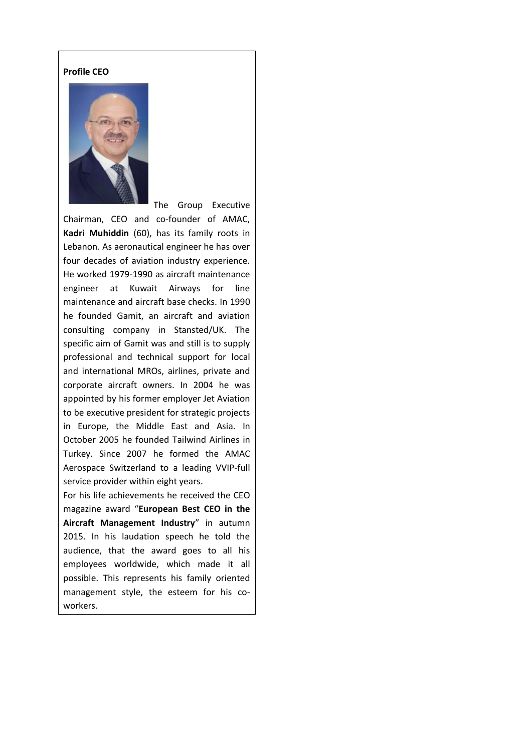**Profile CEO**

The Group Executive Chairman, CEO and co-founder of AMAC, **Kadri Muhiddin** (60), has its family roots in Lebanon. As aeronautical engineer he has over four decades of aviation industry experience. He worked 1979-1990 as aircraft maintenance engineer at Kuwait Airways for line maintenance and aircraft base checks. In 1990 he founded Gamit, an aircraft and aviation consulting company in Stansted/UK. The specific aim of Gamit was and still is to supply professional and technical support for local and international MROs, airlines, private and corporate aircraft owners. In 2004 he was appointed by his former employer Jet Aviation to be executive president for strategic projects in Europe, the Middle East and Asia. In October 2005 he founded Tailwind Airlines in Turkey. Since 2007 he formed the AMAC Aerospace Switzerland to a leading VVIP-full service provider within eight years.

For his life achievements he received the CEO magazine award "**European Best CEO in the Aircraft Management Industry**" in autumn 2015. In his laudation speech he told the audience, that the award goes to all his employees worldwide, which made it all possible. This represents his family oriented management style, the esteem for his co-workers.